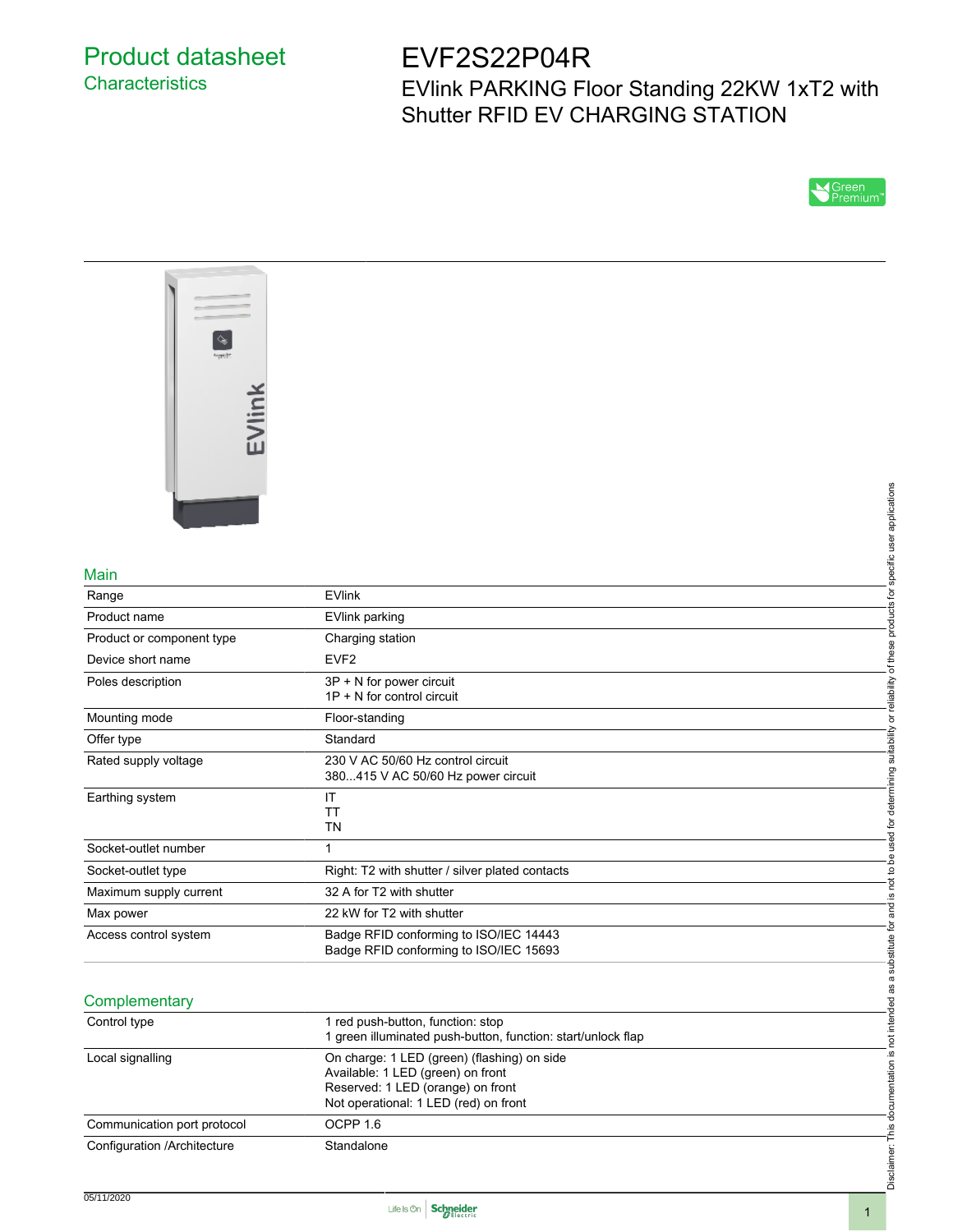# Product datasheet

## Characteristics

# EVF2S22P04R

EVlink PARKING Floor Standing 22KW 1xT2 with Shutter RFID EV CHARGING STATION

Green Premium™

## Main

| | |
|---|---|
| Range | EVlink |
| Product name | EVlink parking |
| Product or component type | Charging station |
| Device short name | EVF2 |
| Poles description | 3P + N for power circuit<br>1P + N for control circuit |
| Mounting mode | Floor-standing |
| Offer type | Standard |
| Rated supply voltage | 230 V AC 50/60 Hz control circuit<br>380...415 V AC 50/60 Hz power circuit |
| Earthing system | IT<br>TT<br>TN |
| Socket-outlet number | 1 |
| Socket-outlet type | Right: T2 with shutter / silver plated contacts |
| Maximum supply current | 32 A for T2 with shutter |
| Max power | 22 kW for T2 with shutter |
| Access control system | Badge RFID conforming to ISO/IEC 14443<br>Badge RFID conforming to ISO/IEC 15693 |

## Complementary

| | |
|---|---|
| Control type | 1 red push-button, function: stop<br>1 green illuminated push-button, function: start/unlock flap |
| Local signalling | On charge: 1 LED (green) (flashing) on side<br>Available: 1 LED (green) on front<br>Reserved: 1 LED (orange) on front<br>Not operational: 1 LED (red) on front |
| Communication port protocol | OCPP 1.6 |
| Configuration /Architecture | Standalone |

Disclaimer: This documentation is not intended as a substitute for and is not to be used for determining suitability or reliability of these products for specific user applications

05/11/2020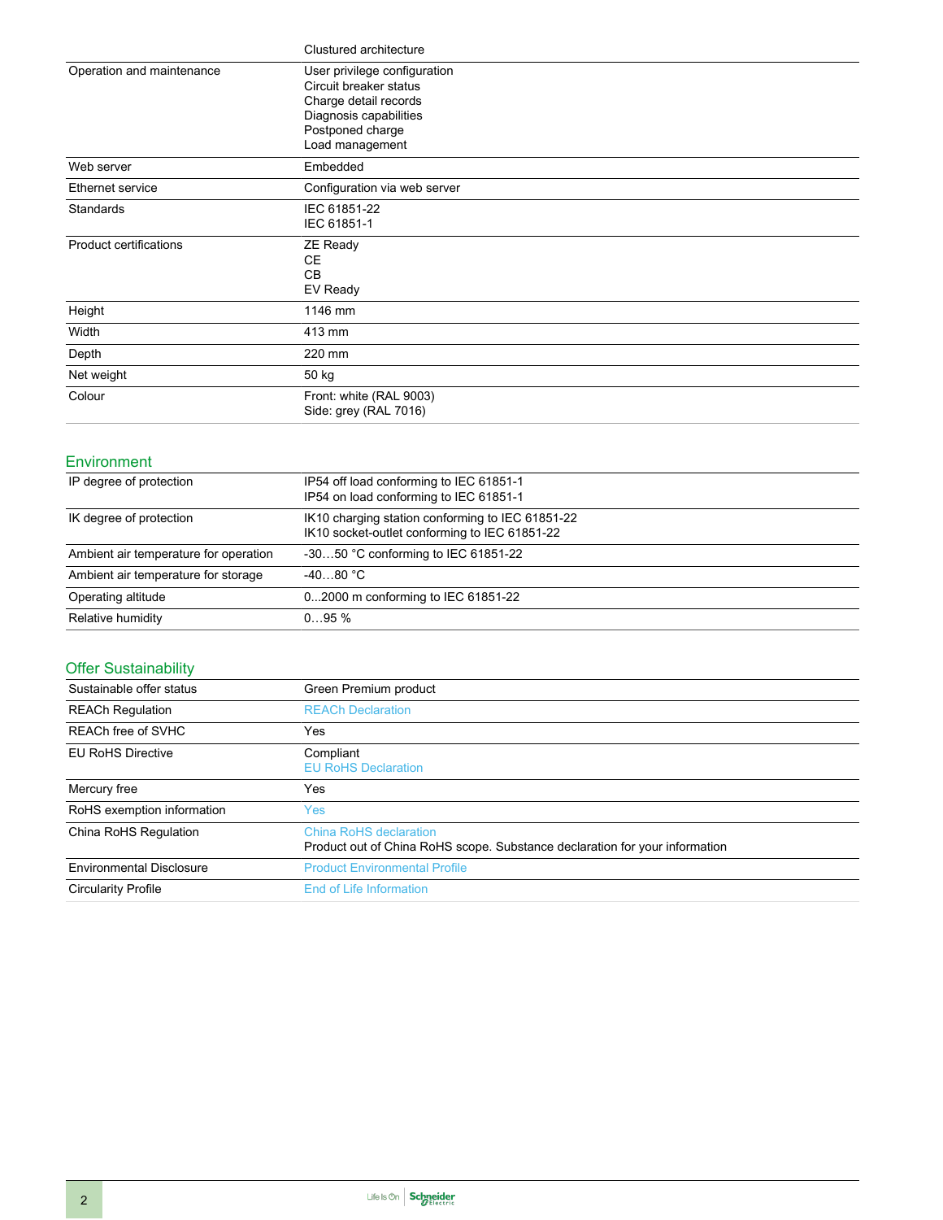| | |
|---|---|
| | Clustured architecture |
| Operation and maintenance | User privilege configuration<br>Circuit breaker status<br>Charge detail records<br>Diagnosis capabilities<br>Postponed charge<br>Load management |
| Web server | Embedded |
| Ethernet service | Configuration via web server |
| Standards | IEC 61851-22<br>IEC 61851-1 |
| Product certifications | ZE Ready<br>CE<br>CB<br>EV Ready |
| Height | 1146 mm |
| Width | 413 mm |
| Depth | 220 mm |
| Net weight | 50 kg |
| Colour | Front: white (RAL 9003)<br>Side: grey (RAL 7016) |

## Environment

| | |
|---|---|
| IP degree of protection | IP54 off load conforming to IEC 61851-1<br>IP54 on load conforming to IEC 61851-1 |
| IK degree of protection | IK10 charging station conforming to IEC 61851-22<br>IK10 socket-outlet conforming to IEC 61851-22 |
| Ambient air temperature for operation | -30…50 °C conforming to IEC 61851-22 |
| Ambient air temperature for storage | -40…80 °C |
| Operating altitude | 0...2000 m conforming to IEC 61851-22 |
| Relative humidity | 0…95 % |

## Offer Sustainability

| | |
|---|---|
| Sustainable offer status | Green Premium product |
| REACh Regulation | REACh Declaration |
| REACh free of SVHC | Yes |
| EU RoHS Directive | Compliant<br>EU RoHS Declaration |
| Mercury free | Yes |
| RoHS exemption information | Yes |
| China RoHS Regulation | China RoHS declaration<br>Product out of China RoHS scope. Substance declaration for your information |
| Environmental Disclosure | Product Environmental Profile |
| Circularity Profile | End of Life Information |